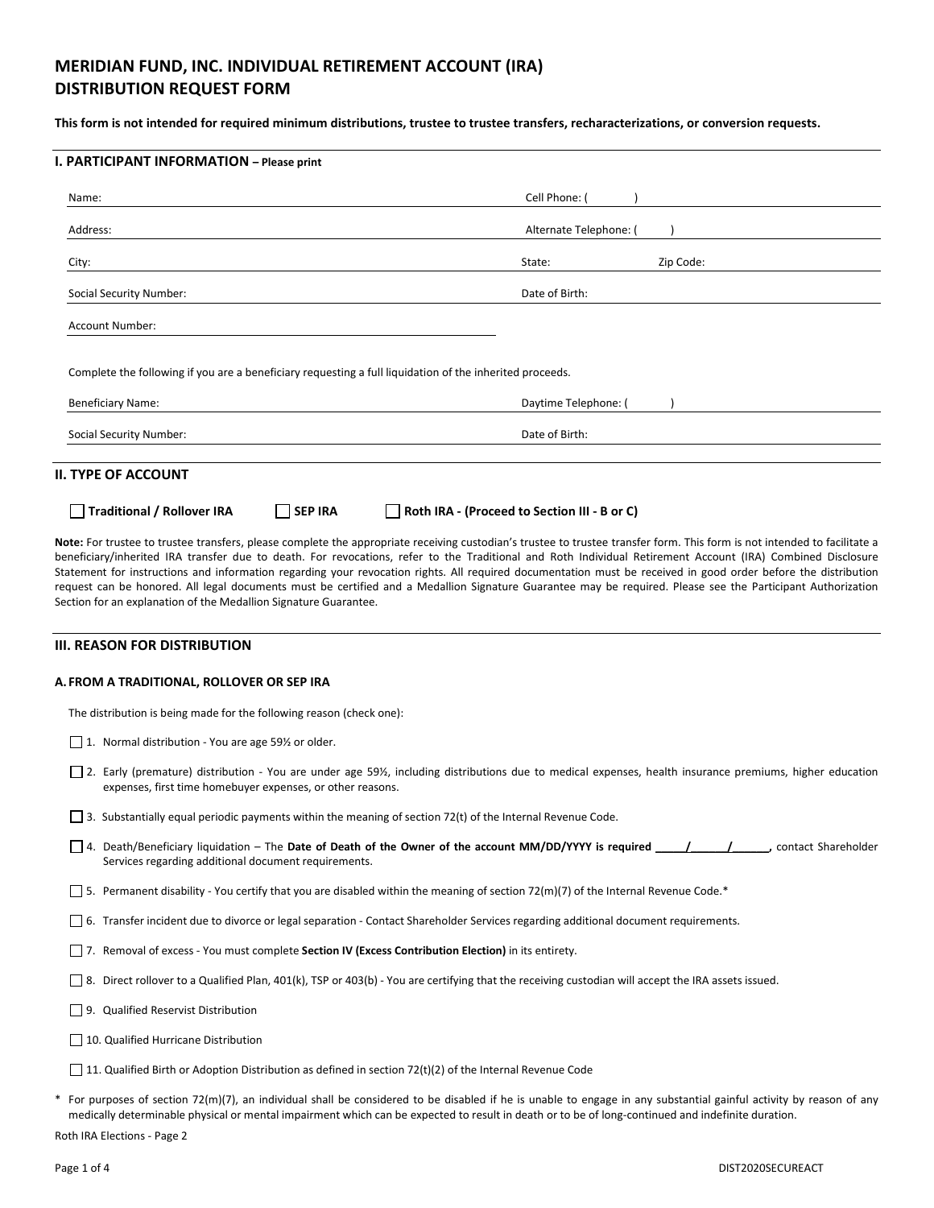# MERIDIAN FUND, INC. INDIVIDUAL RETIREMENT ACCOUNT (IRA) DISTRIBUTION REQUEST FORM

**This form is not intended for required minimum distributions, trustee to trustee transfers, recharacterizations, or conversion requests.**

## I. PARTICIPANT INFORMATION – Please print

Name: ______________________________ Cell Phone: ( )

Address: ______________________________ Alternate Telephone: ( )

City: ______________________________ State: __________ Zip Code: __________

Social Security Number: ______________________________ Date of Birth: __________

Account Number: ______________________________

Complete the following if you are a beneficiary requesting a full liquidation of the inherited proceeds.

Beneficiary Name: ______________________________ Daytime Telephone: ( )

Social Security Number: ______________________________ Date of Birth: __________

## II. TYPE OF ACCOUNT

☐ **Traditional / Rollover IRA** ☐ **SEP IRA** ☐ **Roth IRA - (Proceed to Section III - B or C)**

**Note:** For trustee to trustee transfers, please complete the appropriate receiving custodian's trustee to trustee transfer form. This form is not intended to facilitate a beneficiary/inherited IRA transfer due to death. For revocations, refer to the Traditional and Roth Individual Retirement Account (IRA) Combined Disclosure Statement for instructions and information regarding your revocation rights. All required documentation must be received in good order before the distribution request can be honored. All legal documents must be certified and a Medallion Signature Guarantee may be required. Please see the Participant Authorization Section for an explanation of the Medallion Signature Guarantee.

## III. REASON FOR DISTRIBUTION

### A. FROM A TRADITIONAL, ROLLOVER OR SEP IRA

The distribution is being made for the following reason (check one):

☐ 1. Normal distribution - You are age 59½ or older.

☐ 2. Early (premature) distribution - You are under age 59½, including distributions due to medical expenses, health insurance premiums, higher education expenses, first time homebuyer expenses, or other reasons.

☐ 3. Substantially equal periodic payments within the meaning of section 72(t) of the Internal Revenue Code.

☐ 4. Death/Beneficiary liquidation – The **Date of Death of the Owner of the account MM/DD/YYYY is required \_\_\_\_\_/\_\_\_\_\_/\_\_\_\_\_,** contact Shareholder Services regarding additional document requirements.

☐ 5. Permanent disability - You certify that you are disabled within the meaning of section 72(m)(7) of the Internal Revenue Code.*

☐ 6. Transfer incident due to divorce or legal separation - Contact Shareholder Services regarding additional document requirements.

☐ 7. Removal of excess - You must complete **Section IV (Excess Contribution Election)** in its entirety.

☐ 8. Direct rollover to a Qualified Plan, 401(k), TSP or 403(b) - You are certifying that the receiving custodian will accept the IRA assets issued.

☐ 9. Qualified Reservist Distribution

☐ 10. Qualified Hurricane Distribution

☐ 11. Qualified Birth or Adoption Distribution as defined in section 72(t)(2) of the Internal Revenue Code

\* For purposes of section 72(m)(7), an individual shall be considered to be disabled if he is unable to engage in any substantial gainful activity by reason of any medically determinable physical or mental impairment which can be expected to result in death or to be of long-continued and indefinite duration.

Roth IRA Elections - Page 2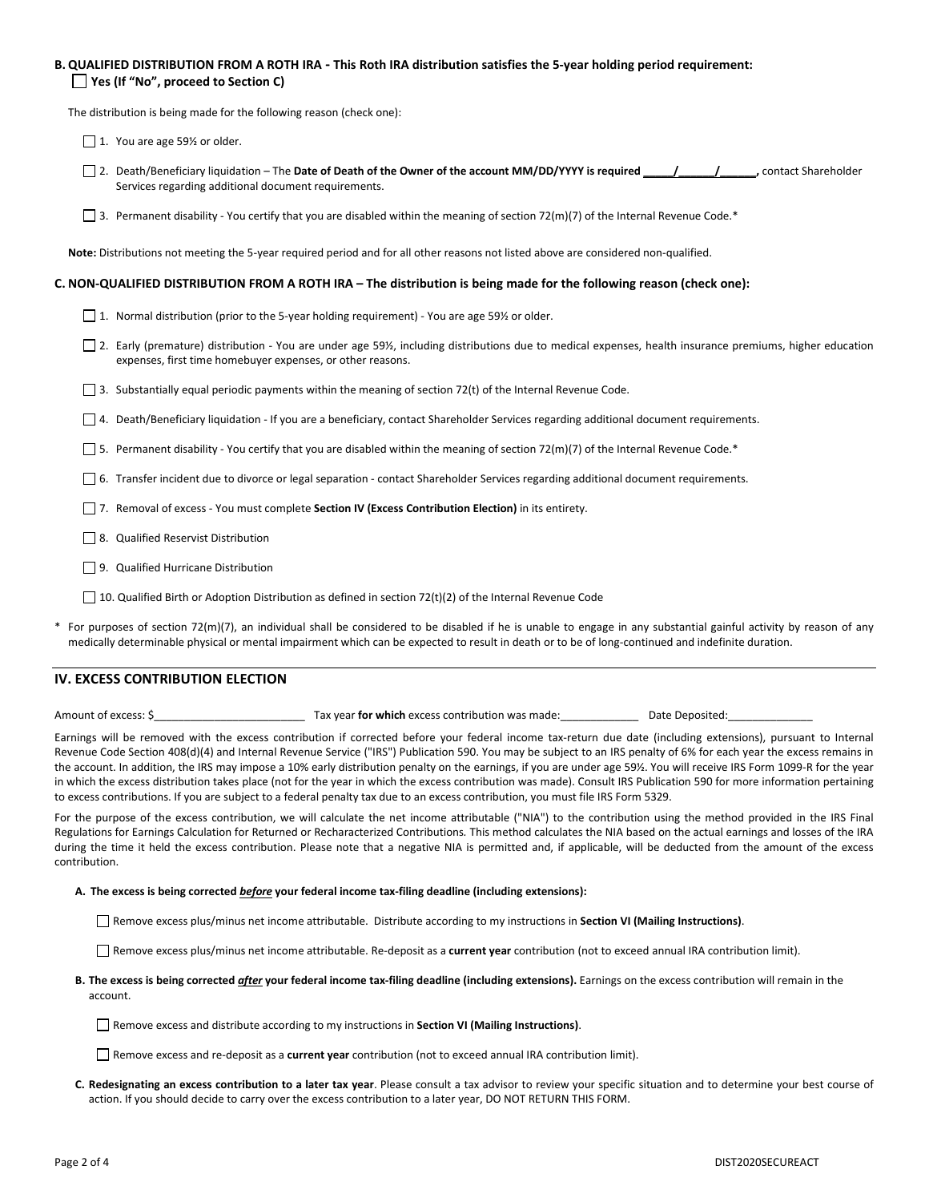**B. QUALIFIED DISTRIBUTION FROM A ROTH IRA - This Roth IRA distribution satisfies the 5-year holding period requirement:**
☐ **Yes (If "No", proceed to Section C)**

The distribution is being made for the following reason (check one):

☐ 1. You are age 59½ or older.

☐ 2. Death/Beneficiary liquidation – The **Date of Death of the Owner of the account MM/DD/YYYY is required _____/______/______,** contact Shareholder Services regarding additional document requirements.

☐ 3. Permanent disability - You certify that you are disabled within the meaning of section 72(m)(7) of the Internal Revenue Code.*

**Note:** Distributions not meeting the 5-year required period and for all other reasons not listed above are considered non-qualified.

**C. NON-QUALIFIED DISTRIBUTION FROM A ROTH IRA – The distribution is being made for the following reason (check one):**

☐ 1. Normal distribution (prior to the 5-year holding requirement) - You are age 59½ or older.

☐ 2. Early (premature) distribution - You are under age 59½, including distributions due to medical expenses, health insurance premiums, higher education expenses, first time homebuyer expenses, or other reasons.

☐ 3. Substantially equal periodic payments within the meaning of section 72(t) of the Internal Revenue Code.

☐ 4. Death/Beneficiary liquidation - If you are a beneficiary, contact Shareholder Services regarding additional document requirements.

☐ 5. Permanent disability - You certify that you are disabled within the meaning of section 72(m)(7) of the Internal Revenue Code.*

☐ 6. Transfer incident due to divorce or legal separation - contact Shareholder Services regarding additional document requirements.

☐ 7. Removal of excess - You must complete **Section IV (Excess Contribution Election)** in its entirety.

☐ 8. Qualified Reservist Distribution

☐ 9. Qualified Hurricane Distribution

☐ 10. Qualified Birth or Adoption Distribution as defined in section 72(t)(2) of the Internal Revenue Code

\* For purposes of section 72(m)(7), an individual shall be considered to be disabled if he is unable to engage in any substantial gainful activity by reason of any medically determinable physical or mental impairment which can be expected to result in death or to be of long-continued and indefinite duration.

## IV. EXCESS CONTRIBUTION ELECTION

Amount of excess: $________________________ Tax year **for which** excess contribution was made:_____________ Date Deposited:______________

Earnings will be removed with the excess contribution if corrected before your federal income tax-return due date (including extensions), pursuant to Internal Revenue Code Section 408(d)(4) and Internal Revenue Service ("IRS") Publication 590. You may be subject to an IRS penalty of 6% for each year the excess remains in the account. In addition, the IRS may impose a 10% early distribution penalty on the earnings, if you are under age 59½. You will receive IRS Form 1099-R for the year in which the excess distribution takes place (not for the year in which the excess contribution was made). Consult IRS Publication 590 for more information pertaining to excess contributions. If you are subject to a federal penalty tax due to an excess contribution, you must file IRS Form 5329.

For the purpose of the excess contribution, we will calculate the net income attributable ("NIA") to the contribution using the method provided in the IRS Final Regulations for Earnings Calculation for Returned or Recharacterized Contributions. This method calculates the NIA based on the actual earnings and losses of the IRA during the time it held the excess contribution. Please note that a negative NIA is permitted and, if applicable, will be deducted from the amount of the excess contribution.

**A. The excess is being corrected *before* your federal income tax-filing deadline (including extensions):**

☐ Remove excess plus/minus net income attributable. Distribute according to my instructions in **Section VI (Mailing Instructions)**.

☐ Remove excess plus/minus net income attributable. Re-deposit as a **current year** contribution (not to exceed annual IRA contribution limit).

**B. The excess is being corrected *after* your federal income tax-filing deadline (including extensions).** Earnings on the excess contribution will remain in the account.

☐ Remove excess and distribute according to my instructions in **Section VI (Mailing Instructions)**.

☐ Remove excess and re-deposit as a **current year** contribution (not to exceed annual IRA contribution limit).

**C. Redesignating an excess contribution to a later tax year**. Please consult a tax advisor to review your specific situation and to determine your best course of action. If you should decide to carry over the excess contribution to a later year, DO NOT RETURN THIS FORM.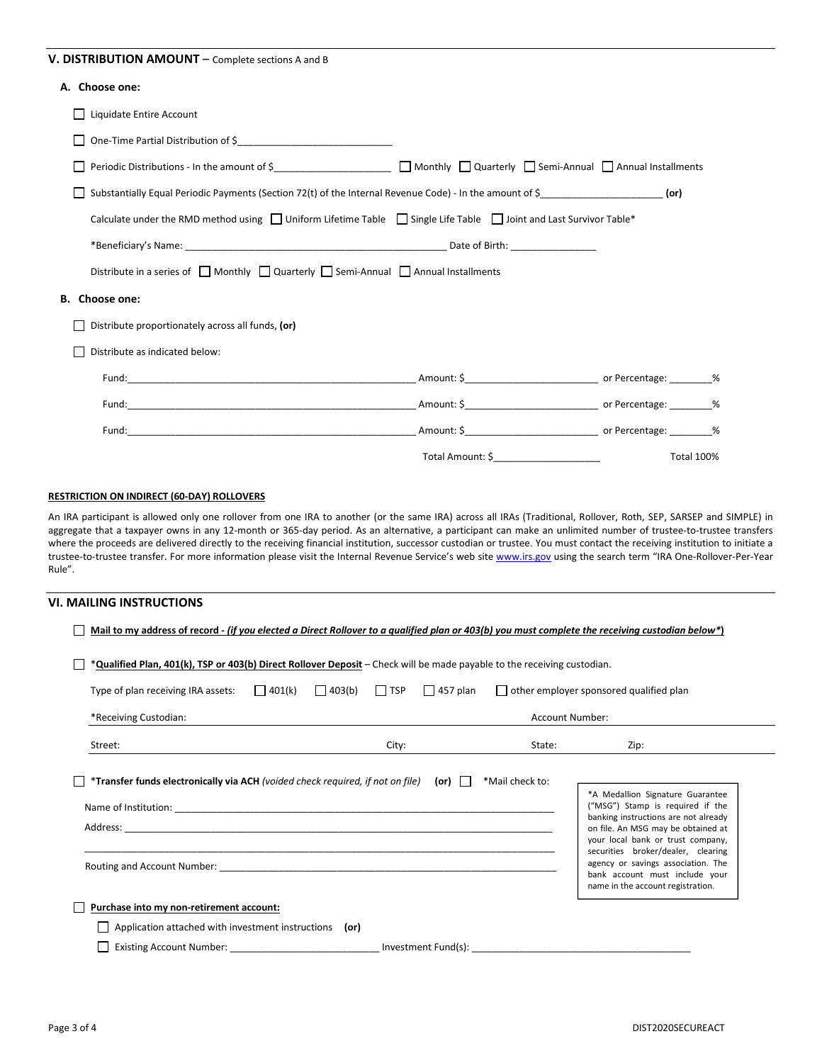## V. DISTRIBUTION AMOUNT – Complete sections A and B

**A. Choose one:**

☐ Liquidate Entire Account

☐ One-Time Partial Distribution of $____________________________

☐ Periodic Distributions - In the amount of $_____________________ ☐ Monthly ☐ Quarterly ☐ Semi-Annual ☐ Annual Installments

☐ Substantially Equal Periodic Payments (Section 72(t) of the Internal Revenue Code) - In the amount of $______________________ **(or)**

Calculate under the RMD method using ☐ Uniform Lifetime Table ☐ Single Life Table ☐ Joint and Last Survivor Table*

*Beneficiary's Name: ________________________________________________ Date of Birth: _______________

Distribute in a series of ☐ Monthly ☐ Quarterly ☐ Semi-Annual ☐ Annual Installments

**B. Choose one:**

☐ Distribute proportionately across all funds, **(or)**

☐ Distribute as indicated below:

Fund:______________________________________________________ Amount: $________________________ or Percentage: ________%

Fund:______________________________________________________ Amount: $________________________ or Percentage: ________%

Fund:______________________________________________________ Amount: $________________________ or Percentage: ________%

Total Amount: $___________________ Total 100%

**RESTRICTION ON INDIRECT (60-DAY) ROLLOVERS**

An IRA participant is allowed only one rollover from one IRA to another (or the same IRA) across all IRAs (Traditional, Rollover, Roth, SEP, SARSEP and SIMPLE) in aggregate that a taxpayer owns in any 12-month or 365-day period. As an alternative, a participant can make an unlimited number of trustee-to-trustee transfers where the proceeds are delivered directly to the receiving financial institution, successor custodian or trustee. You must contact the receiving institution to initiate a trustee-to-trustee transfer. For more information please visit the Internal Revenue Service's web site www.irs.gov using the search term "IRA One-Rollover-Per-Year Rule".

## VI. MAILING INSTRUCTIONS

☐ **Mail to my address of record** - *(if you elected a Direct Rollover to a qualified plan or 403(b) you must complete the receiving custodian below*)*

☐ ***Qualified Plan, 401(k), TSP or 403(b) Direct Rollover Deposit** – Check will be made payable to the receiving custodian.

Type of plan receiving IRA assets: ☐ 401(k) ☐ 403(b) ☐ TSP ☐ 457 plan ☐ other employer sponsored qualified plan

*Receiving Custodian: ____________________ Account Number: ____________________

Street: ____________________ City: ____________________ State: __________ Zip: __________

☐ ***Transfer funds electronically via ACH** *(voided check required, if not on file)* **(or)** ☐ *Mail check to:

Name of Institution: ______________________________________________________________

Address: _______________________________________________________________________

_______________________________________________________________________________

Routing and Account Number: _____________________________________________________

*A Medallion Signature Guarantee ("MSG") Stamp is required if the banking instructions are not already on file. An MSG may be obtained at your local bank or trust company, securities broker/dealer, clearing agency or savings association. The bank account must include your name in the account registration.

☐ **Purchase into my non-retirement account:**

☐ Application attached with investment instructions **(or)**

☐ Existing Account Number: ___________________________ Investment Fund(s): ________________________________________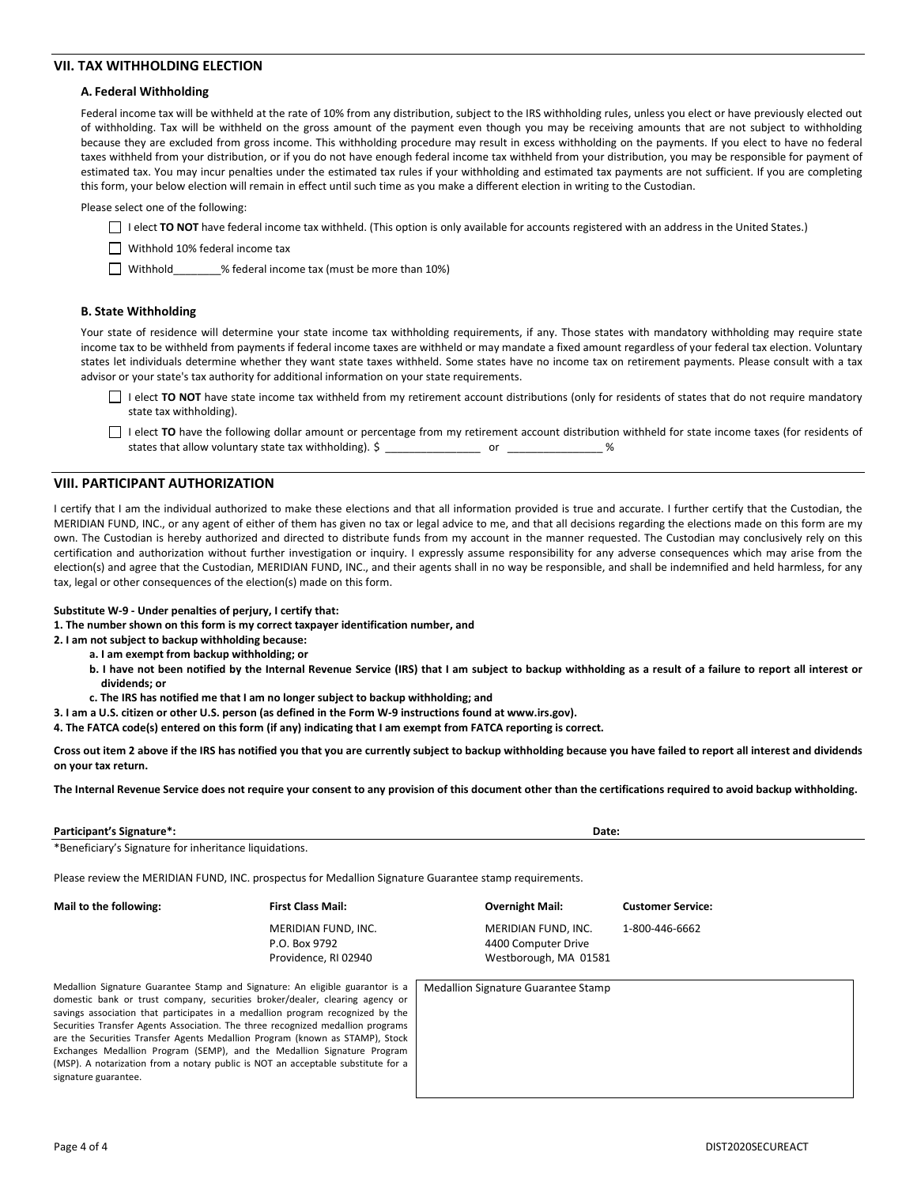## VII. TAX WITHHOLDING ELECTION

### A. Federal Withholding

Federal income tax will be withheld at the rate of 10% from any distribution, subject to the IRS withholding rules, unless you elect or have previously elected out of withholding. Tax will be withheld on the gross amount of the payment even though you may be receiving amounts that are not subject to withholding because they are excluded from gross income. This withholding procedure may result in excess withholding on the payments. If you elect to have no federal taxes withheld from your distribution, or if you do not have enough federal income tax withheld from your distribution, you may be responsible for payment of estimated tax. You may incur penalties under the estimated tax rules if your withholding and estimated tax payments are not sufficient. If you are completing this form, your below election will remain in effect until such time as you make a different election in writing to the Custodian.

Please select one of the following:

- ☐ I elect **TO NOT** have federal income tax withheld. (This option is only available for accounts registered with an address in the United States.)
- ☐ Withhold 10% federal income tax
- ☐ Withhold________% federal income tax (must be more than 10%)

### B. State Withholding

Your state of residence will determine your state income tax withholding requirements, if any. Those states with mandatory withholding may require state income tax to be withheld from payments if federal income taxes are withheld or may mandate a fixed amount regardless of your federal tax election. Voluntary states let individuals determine whether they want state taxes withheld. Some states have no income tax on retirement payments. Please consult with a tax advisor or your state's tax authority for additional information on your state requirements.

- ☐ I elect **TO NOT** have state income tax withheld from my retirement account distributions (only for residents of states that do not require mandatory state tax withholding).
- ☐ I elect **TO** have the following dollar amount or percentage from my retirement account distribution withheld for state income taxes (for residents of states that allow voluntary state tax withholding). $ _______________ or _______________ %

## VIII. PARTICIPANT AUTHORIZATION

I certify that I am the individual authorized to make these elections and that all information provided is true and accurate. I further certify that the Custodian, the MERIDIAN FUND, INC., or any agent of either of them has given no tax or legal advice to me, and that all decisions regarding the elections made on this form are my own. The Custodian is hereby authorized and directed to distribute funds from my account in the manner requested. The Custodian may conclusively rely on this certification and authorization without further investigation or inquiry. I expressly assume responsibility for any adverse consequences which may arise from the election(s) and agree that the Custodian, MERIDIAN FUND, INC., and their agents shall in no way be responsible, and shall be indemnified and held harmless, for any tax, legal or other consequences of the election(s) made on this form.

**Substitute W-9 - Under penalties of perjury, I certify that:**

**1. The number shown on this form is my correct taxpayer identification number, and**

**2. I am not subject to backup withholding because:**

- **a. I am exempt from backup withholding; or**
- **b. I have not been notified by the Internal Revenue Service (IRS) that I am subject to backup withholding as a result of a failure to report all interest or dividends; or**
- **c. The IRS has notified me that I am no longer subject to backup withholding; and**

**3. I am a U.S. citizen or other U.S. person (as defined in the Form W-9 instructions found at www.irs.gov).**

**4. The FATCA code(s) entered on this form (if any) indicating that I am exempt from FATCA reporting is correct.**

**Cross out item 2 above if the IRS has notified you that you are currently subject to backup withholding because you have failed to report all interest and dividends on your tax return.**

**The Internal Revenue Service does not require your consent to any provision of this document other than the certifications required to avoid backup withholding.**

**Participant's Signature\*:** **Date:**

\*Beneficiary's Signature for inheritance liquidations.

Please review the MERIDIAN FUND, INC. prospectus for Medallion Signature Guarantee stamp requirements.

| Mail to the following: | First Class Mail: | Overnight Mail: | Customer Service: |
|---|---|---|---|
| | MERIDIAN FUND, INC.<br>P.O. Box 9792<br>Providence, RI 02940 | MERIDIAN FUND, INC.<br>4400 Computer Drive<br>Westborough, MA 01581 | 1-800-446-6662 |

Medallion Signature Guarantee Stamp and Signature: An eligible guarantor is a domestic bank or trust company, securities broker/dealer, clearing agency or savings association that participates in a medallion program recognized by the Securities Transfer Agents Association. The three recognized medallion programs are the Securities Transfer Agents Medallion Program (known as STAMP), Stock Exchanges Medallion Program (SEMP), and the Medallion Signature Program (MSP). A notarization from a notary public is NOT an acceptable substitute for a signature guarantee.

Medallion Signature Guarantee Stamp

DIST2020SECUREACT